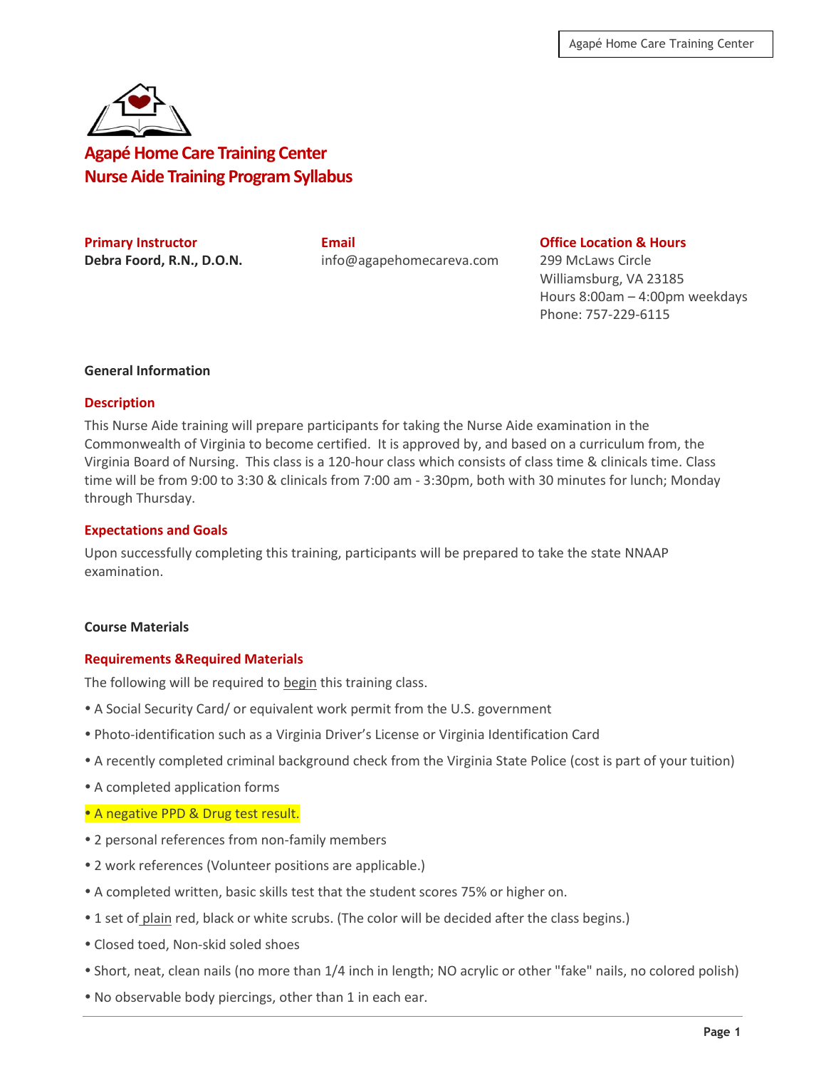# Agapé Home Care Training Center
## Nurse Aide Training Program Syllabus

**Primary Instructor**
**Debra Foord, R.N., D.O.N.**

**Email**
info@agapehomecareva.com

**Office Location & Hours**
299 McLaws Circle
Williamsburg, VA 23185
Hours 8:00am – 4:00pm weekdays
Phone: 757-229-6115

### General Information

#### Description

This Nurse Aide training will prepare participants for taking the Nurse Aide examination in the Commonwealth of Virginia to become certified. It is approved by, and based on a curriculum from, the Virginia Board of Nursing. This class is a 120-hour class which consists of class time & clinicals time. Class time will be from 9:00 to 3:30 & clinicals from 7:00 am - 3:30pm, both with 30 minutes for lunch; Monday through Thursday.

#### Expectations and Goals

Upon successfully completing this training, participants will be prepared to take the state NNAAP examination.

### Course Materials

#### Requirements &Required Materials

The following will be required to begin this training class.

- A Social Security Card/ or equivalent work permit from the U.S. government
- Photo-identification such as a Virginia Driver's License or Virginia Identification Card
- A recently completed criminal background check from the Virginia State Police (cost is part of your tuition)
- A completed application forms
- A negative PPD & Drug test result.
- 2 personal references from non-family members
- 2 work references (Volunteer positions are applicable.)
- A completed written, basic skills test that the student scores 75% or higher on.
- 1 set of plain red, black or white scrubs. (The color will be decided after the class begins.)
- Closed toed, Non-skid soled shoes
- Short, neat, clean nails (no more than 1/4 inch in length; NO acrylic or other "fake" nails, no colored polish)
- No observable body piercings, other than 1 in each ear.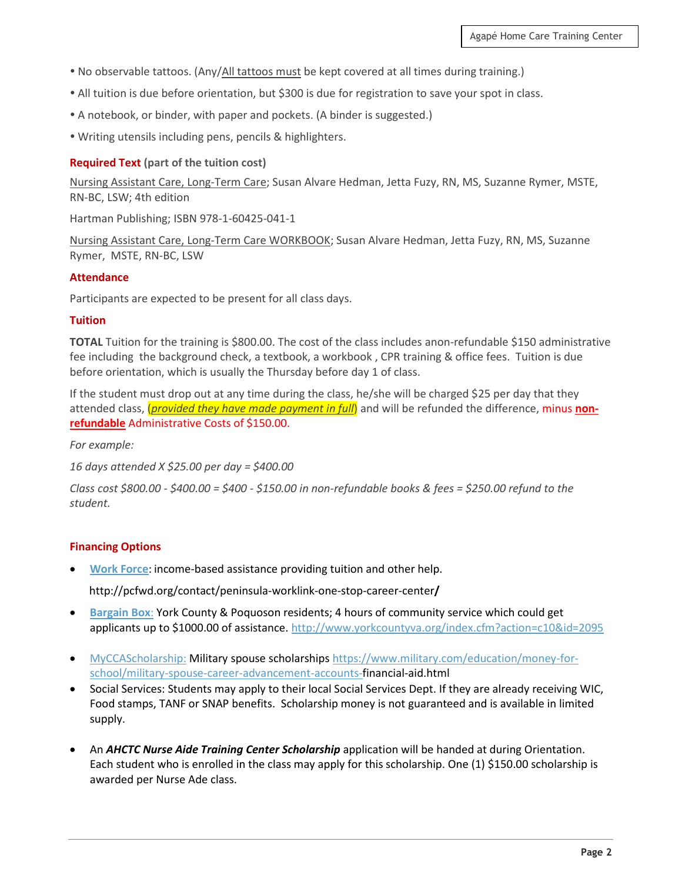- No observable tattoos. (Any/All tattoos must be kept covered at all times during training.)
- All tuition is due before orientation, but $300 is due for registration to save your spot in class.
- A notebook, or binder, with paper and pockets. (A binder is suggested.)
- Writing utensils including pens, pencils & highlighters.

**Required Text (part of the tuition cost)**

Nursing Assistant Care, Long-Term Care; Susan Alvare Hedman, Jetta Fuzy, RN, MS, Suzanne Rymer, MSTE, RN-BC, LSW; 4th edition

Hartman Publishing; ISBN 978-1-60425-041-1

Nursing Assistant Care, Long-Term Care WORKBOOK; Susan Alvare Hedman, Jetta Fuzy, RN, MS, Suzanne Rymer, MSTE, RN-BC, LSW

**Attendance**

Participants are expected to be present for all class days.

**Tuition**

**TOTAL** Tuition for the training is $800.00. The cost of the class includes anon-refundable $150 administrative fee including the background check, a textbook, a workbook , CPR training & office fees. Tuition is due before orientation, which is usually the Thursday before day 1 of class.

If the student must drop out at any time during the class, he/she will be charged $25 per day that they attended class, (***provided they have made payment in full***) and will be refunded the difference, minus **non-refundable** Administrative Costs of $150.00.

*For example:*

*16 days attended X $25.00 per day = $400.00*

*Class cost $800.00 - $400.00 = $400 - $150.00 in non-refundable books & fees = $250.00 refund to the student.*

**Financing Options**

- **Work Force**: income-based assistance providing tuition and other help.

  http://pcfwd.org/contact/peninsula-worklink-one-stop-career-center/

- **Bargain Box**: York County & Poquoson residents; 4 hours of community service which could get applicants up to $1000.00 of assistance. http://www.yorkcountyva.org/index.cfm?action=c10&id=2095

- MyCCAScholarship: Military spouse scholarships https://www.military.com/education/money-for-school/military-spouse-career-advancement-accounts-financial-aid.html
- Social Services: Students may apply to their local Social Services Dept. If they are already receiving WIC, Food stamps, TANF or SNAP benefits. Scholarship money is not guaranteed and is available in limited supply.

- An ***AHCTC Nurse Aide Training Center Scholarship*** application will be handed at during Orientation. Each student who is enrolled in the class may apply for this scholarship. One (1) $150.00 scholarship is awarded per Nurse Ade class.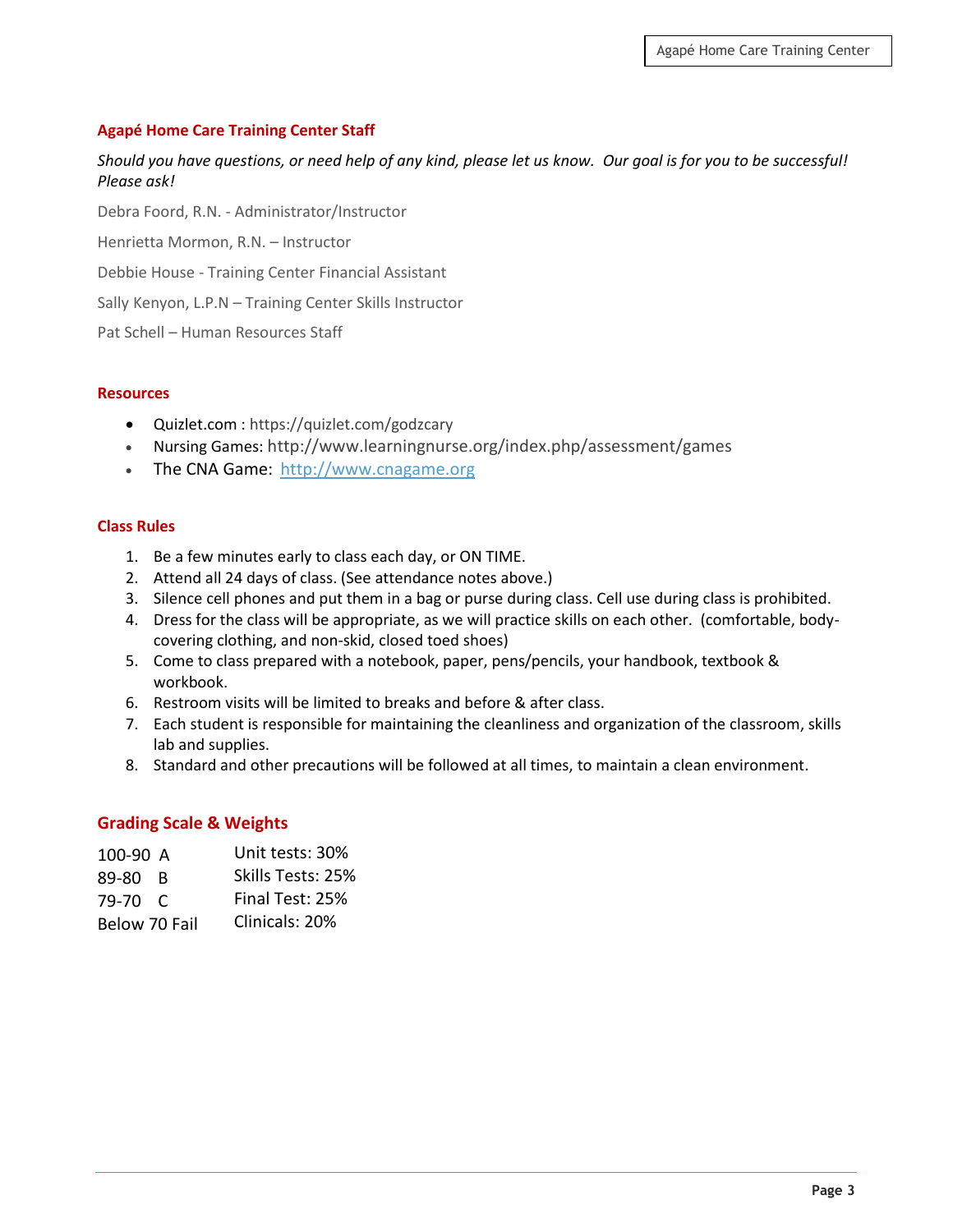## Agapé Home Care Training Center Staff

*Should you have questions, or need help of any kind, please let us know. Our goal is for you to be successful! Please ask!*

Debra Foord, R.N. - Administrator/Instructor

Henrietta Mormon, R.N. – Instructor

Debbie House - Training Center Financial Assistant

Sally Kenyon, L.P.N – Training Center Skills Instructor

Pat Schell – Human Resources Staff

## Resources

- Quizlet.com : https://quizlet.com/godzcary
- Nursing Games: http://www.learningnurse.org/index.php/assessment/games
- The CNA Game: http://www.cnagame.org

## Class Rules

1. Be a few minutes early to class each day, or ON TIME.
2. Attend all 24 days of class. (See attendance notes above.)
3. Silence cell phones and put them in a bag or purse during class. Cell use during class is prohibited.
4. Dress for the class will be appropriate, as we will practice skills on each other. (comfortable, body-covering clothing, and non-skid, closed toed shoes)
5. Come to class prepared with a notebook, paper, pens/pencils, your handbook, textbook & workbook.
6. Restroom visits will be limited to breaks and before & after class.
7. Each student is responsible for maintaining the cleanliness and organization of the classroom, skills lab and supplies.
8. Standard and other precautions will be followed at all times, to maintain a clean environment.

## Grading Scale & Weights

| | |
|---|---|
| 100-90 A | Unit tests: 30% |
| 89-80 B | Skills Tests: 25% |
| 79-70 C | Final Test: 25% |
| Below 70 Fail | Clinicals: 20% |